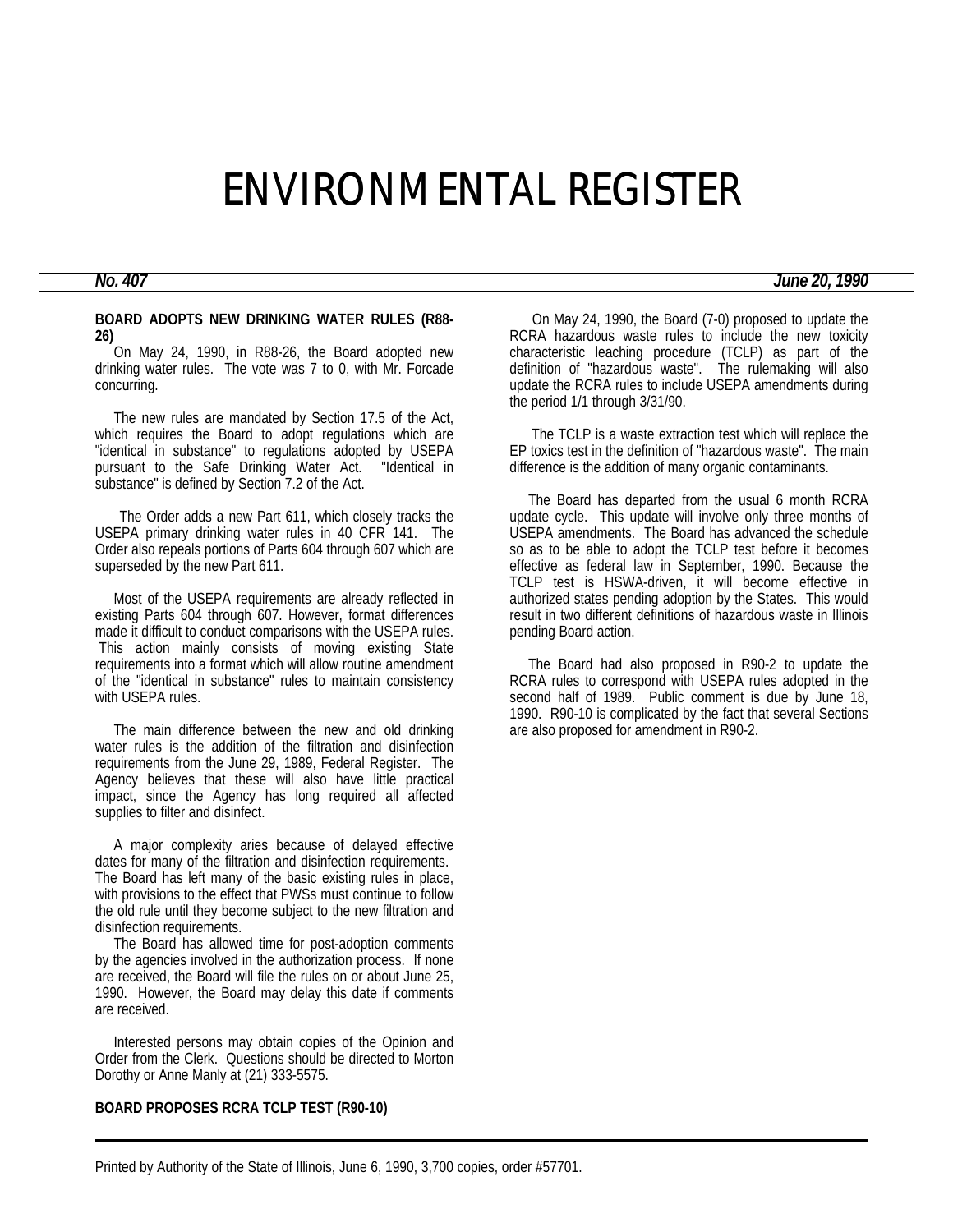# ENVIRONMENTAL REGISTER

***No. 407*** ***June 20, 1990***

**BOARD ADOPTS NEW DRINKING WATER RULES (R88-26)**

On May 24, 1990, in R88-26, the Board adopted new drinking water rules. The vote was 7 to 0, with Mr. Forcade concurring.

The new rules are mandated by Section 17.5 of the Act, which requires the Board to adopt regulations which are "identical in substance" to regulations adopted by USEPA pursuant to the Safe Drinking Water Act. "Identical in substance" is defined by Section 7.2 of the Act.

The Order adds a new Part 611, which closely tracks the USEPA primary drinking water rules in 40 CFR 141. The Order also repeals portions of Parts 604 through 607 which are superseded by the new Part 611.

Most of the USEPA requirements are already reflected in existing Parts 604 through 607. However, format differences made it difficult to conduct comparisons with the USEPA rules. This action mainly consists of moving existing State requirements into a format which will allow routine amendment of the "identical in substance" rules to maintain consistency with USEPA rules.

The main difference between the new and old drinking water rules is the addition of the filtration and disinfection requirements from the June 29, 1989, Federal Register. The Agency believes that these will also have little practical impact, since the Agency has long required all affected supplies to filter and disinfect.

A major complexity aries because of delayed effective dates for many of the filtration and disinfection requirements. The Board has left many of the basic existing rules in place, with provisions to the effect that PWSs must continue to follow the old rule until they become subject to the new filtration and disinfection requirements.

The Board has allowed time for post-adoption comments by the agencies involved in the authorization process. If none are received, the Board will file the rules on or about June 25, 1990. However, the Board may delay this date if comments are received.

Interested persons may obtain copies of the Opinion and Order from the Clerk. Questions should be directed to Morton Dorothy or Anne Manly at (21) 333-5575.

**BOARD PROPOSES RCRA TCLP TEST (R90-10)**

On May 24, 1990, the Board (7-0) proposed to update the RCRA hazardous waste rules to include the new toxicity characteristic leaching procedure (TCLP) as part of the definition of "hazardous waste". The rulemaking will also update the RCRA rules to include USEPA amendments during the period 1/1 through 3/31/90.

The TCLP is a waste extraction test which will replace the EP toxics test in the definition of "hazardous waste". The main difference is the addition of many organic contaminants.

The Board has departed from the usual 6 month RCRA update cycle. This update will involve only three months of USEPA amendments. The Board has advanced the schedule so as to be able to adopt the TCLP test before it becomes effective as federal law in September, 1990. Because the TCLP test is HSWA-driven, it will become effective in authorized states pending adoption by the States. This would result in two different definitions of hazardous waste in Illinois pending Board action.

The Board had also proposed in R90-2 to update the RCRA rules to correspond with USEPA rules adopted in the second half of 1989. Public comment is due by June 18, 1990. R90-10 is complicated by the fact that several Sections are also proposed for amendment in R90-2.

Printed by Authority of the State of Illinois, June 6, 1990, 3,700 copies, order #57701.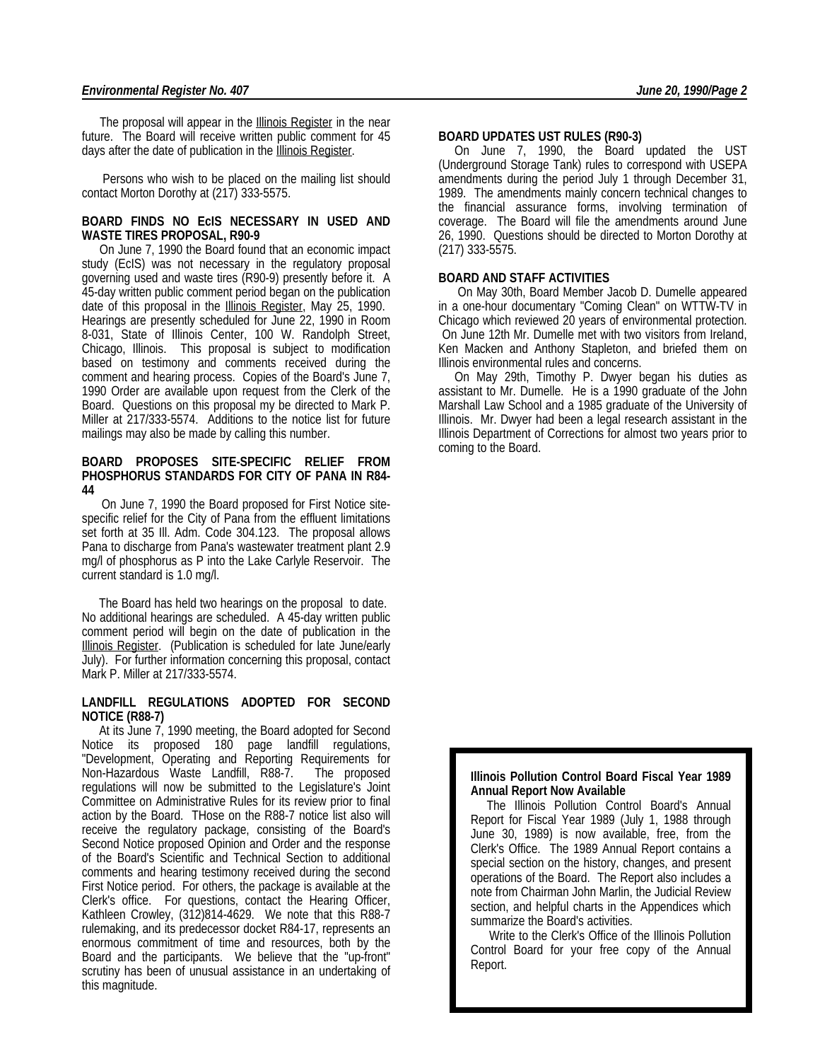The proposal will appear in the Illinois Register in the near future. The Board will receive written public comment for 45 days after the date of publication in the Illinois Register.

Persons who wish to be placed on the mailing list should contact Morton Dorothy at (217) 333-5575.

**BOARD FINDS NO EcIS NECESSARY IN USED AND WASTE TIRES PROPOSAL, R90-9**

On June 7, 1990 the Board found that an economic impact study (EcIS) was not necessary in the regulatory proposal governing used and waste tires (R90-9) presently before it. A 45-day written public comment period began on the publication date of this proposal in the Illinois Register, May 25, 1990. Hearings are presently scheduled for June 22, 1990 in Room 8-031, State of Illinois Center, 100 W. Randolph Street, Chicago, Illinois. This proposal is subject to modification based on testimony and comments received during the comment and hearing process. Copies of the Board's June 7, 1990 Order are available upon request from the Clerk of the Board. Questions on this proposal my be directed to Mark P. Miller at 217/333-5574. Additions to the notice list for future mailings may also be made by calling this number.

**BOARD PROPOSES SITE-SPECIFIC RELIEF FROM PHOSPHORUS STANDARDS FOR CITY OF PANA IN R84-44**

On June 7, 1990 the Board proposed for First Notice site-specific relief for the City of Pana from the effluent limitations set forth at 35 Ill. Adm. Code 304.123. The proposal allows Pana to discharge from Pana's wastewater treatment plant 2.9 mg/l of phosphorus as P into the Lake Carlyle Reservoir. The current standard is 1.0 mg/l.

The Board has held two hearings on the proposal to date. No additional hearings are scheduled. A 45-day written public comment period will begin on the date of publication in the Illinois Register. (Publication is scheduled for late June/early July). For further information concerning this proposal, contact Mark P. Miller at 217/333-5574.

**LANDFILL REGULATIONS ADOPTED FOR SECOND NOTICE (R88-7)**

At its June 7, 1990 meeting, the Board adopted for Second Notice its proposed 180 page landfill regulations, "Development, Operating and Reporting Requirements for Non-Hazardous Waste Landfill, R88-7. The proposed regulations will now be submitted to the Legislature's Joint Committee on Administrative Rules for its review prior to final action by the Board. THose on the R88-7 notice list also will receive the regulatory package, consisting of the Board's Second Notice proposed Opinion and Order and the response of the Board's Scientific and Technical Section to additional comments and hearing testimony received during the second First Notice period. For others, the package is available at the Clerk's office. For questions, contact the Hearing Officer, Kathleen Crowley, (312)814-4629. We note that this R88-7 rulemaking, and its predecessor docket R84-17, represents an enormous commitment of time and resources, both by the Board and the participants. We believe that the "up-front" scrutiny has been of unusual assistance in an undertaking of this magnitude.

**BOARD UPDATES UST RULES (R90-3)**

On June 7, 1990, the Board updated the UST (Underground Storage Tank) rules to correspond with USEPA amendments during the period July 1 through December 31, 1989. The amendments mainly concern technical changes to the financial assurance forms, involving termination of coverage. The Board will file the amendments around June 26, 1990. Questions should be directed to Morton Dorothy at (217) 333-5575.

**BOARD AND STAFF ACTIVITIES**

On May 30th, Board Member Jacob D. Dumelle appeared in a one-hour documentary "Coming Clean" on WTTW-TV in Chicago which reviewed 20 years of environmental protection. On June 12th Mr. Dumelle met with two visitors from Ireland, Ken Macken and Anthony Stapleton, and briefed them on Illinois environmental rules and concerns.

On May 29th, Timothy P. Dwyer began his duties as assistant to Mr. Dumelle. He is a 1990 graduate of the John Marshall Law School and a 1985 graduate of the University of Illinois. Mr. Dwyer had been a legal research assistant in the Illinois Department of Corrections for almost two years prior to coming to the Board.

**Illinois Pollution Control Board Fiscal Year 1989 Annual Report Now Available**

The Illinois Pollution Control Board's Annual Report for Fiscal Year 1989 (July 1, 1988 through June 30, 1989) is now available, free, from the Clerk's Office. The 1989 Annual Report contains a special section on the history, changes, and present operations of the Board. The Report also includes a note from Chairman John Marlin, the Judicial Review section, and helpful charts in the Appendices which summarize the Board's activities.

Write to the Clerk's Office of the Illinois Pollution Control Board for your free copy of the Annual Report.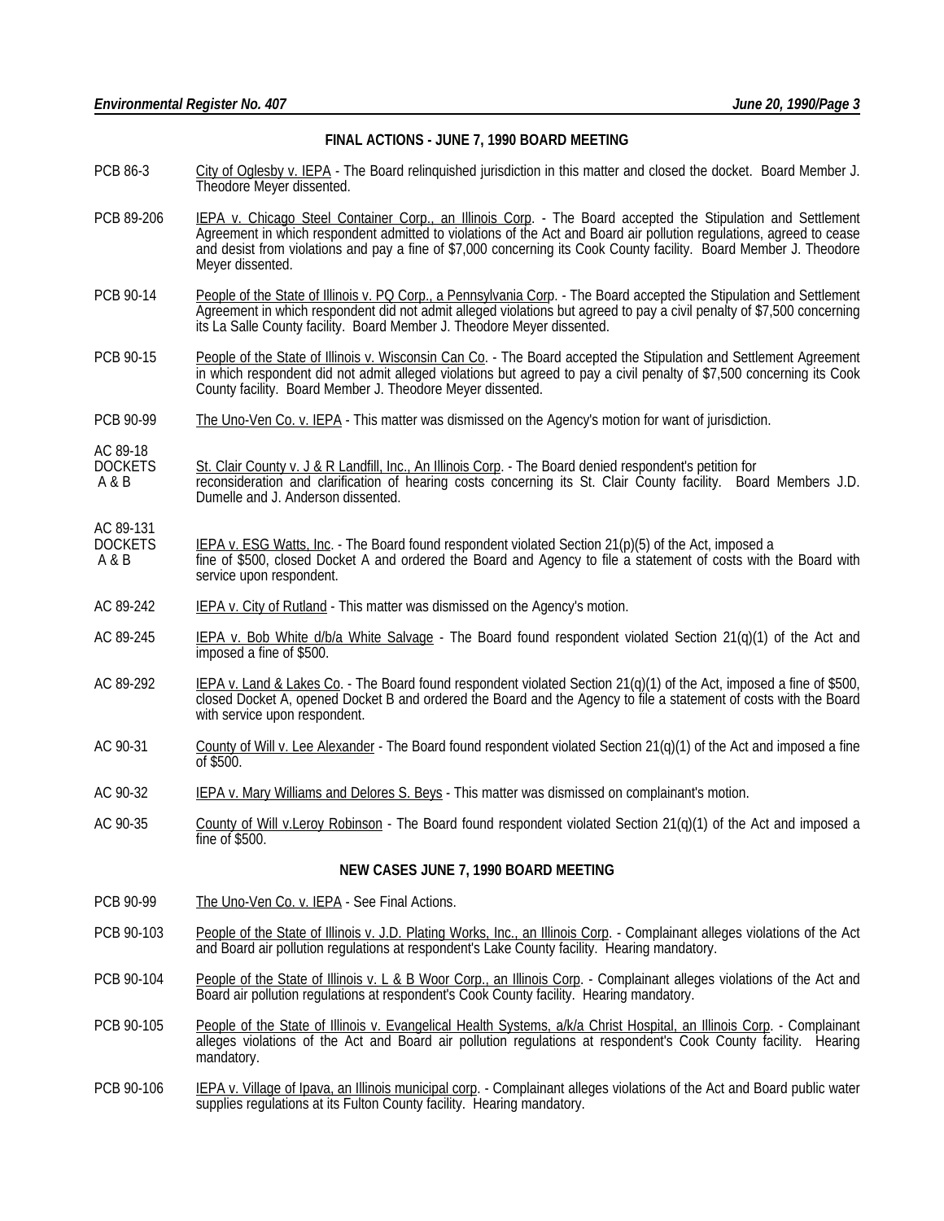## FINAL ACTIONS - JUNE 7, 1990 BOARD MEETING

PCB 86-3 City of Oglesby v. IEPA - The Board relinquished jurisdiction in this matter and closed the docket. Board Member J. Theodore Meyer dissented.

PCB 89-206 IEPA v. Chicago Steel Container Corp., an Illinois Corp. - The Board accepted the Stipulation and Settlement Agreement in which respondent admitted to violations of the Act and Board air pollution regulations, agreed to cease and desist from violations and pay a fine of $7,000 concerning its Cook County facility. Board Member J. Theodore Meyer dissented.

PCB 90-14 People of the State of Illinois v. PQ Corp., a Pennsylvania Corp. - The Board accepted the Stipulation and Settlement Agreement in which respondent did not admit alleged violations but agreed to pay a civil penalty of $7,500 concerning its La Salle County facility. Board Member J. Theodore Meyer dissented.

PCB 90-15 People of the State of Illinois v. Wisconsin Can Co. - The Board accepted the Stipulation and Settlement Agreement in which respondent did not admit alleged violations but agreed to pay a civil penalty of $7,500 concerning its Cook County facility. Board Member J. Theodore Meyer dissented.

PCB 90-99 The Uno-Ven Co. v. IEPA - This matter was dismissed on the Agency's motion for want of jurisdiction.

AC 89-18 DOCKETS A & B St. Clair County v. J & R Landfill, Inc., An Illinois Corp. - The Board denied respondent's petition for reconsideration and clarification of hearing costs concerning its St. Clair County facility. Board Members J.D. Dumelle and J. Anderson dissented.

AC 89-131 DOCKETS A & B IEPA v. ESG Watts, Inc. - The Board found respondent violated Section 21(p)(5) of the Act, imposed a fine of $500, closed Docket A and ordered the Board and Agency to file a statement of costs with the Board with service upon respondent.

AC 89-242 IEPA v. City of Rutland - This matter was dismissed on the Agency's motion.

AC 89-245 IEPA v. Bob White d/b/a White Salvage - The Board found respondent violated Section 21(q)(1) of the Act and imposed a fine of $500.

AC 89-292 IEPA v. Land & Lakes Co. - The Board found respondent violated Section 21(q)(1) of the Act, imposed a fine of $500, closed Docket A, opened Docket B and ordered the Board and the Agency to file a statement of costs with the Board with service upon respondent.

AC 90-31 County of Will v. Lee Alexander - The Board found respondent violated Section 21(q)(1) of the Act and imposed a fine of $500.

AC 90-32 IEPA v. Mary Williams and Delores S. Beys - This matter was dismissed on complainant's motion.

AC 90-35 County of Will v.Leroy Robinson - The Board found respondent violated Section 21(q)(1) of the Act and imposed a fine of $500.

## NEW CASES JUNE 7, 1990 BOARD MEETING

PCB 90-99 The Uno-Ven Co. v. IEPA - See Final Actions.

PCB 90-103 People of the State of Illinois v. J.D. Plating Works, Inc., an Illinois Corp. - Complainant alleges violations of the Act and Board air pollution regulations at respondent's Lake County facility. Hearing mandatory.

PCB 90-104 People of the State of Illinois v. L & B Woor Corp., an Illinois Corp. - Complainant alleges violations of the Act and Board air pollution regulations at respondent's Cook County facility. Hearing mandatory.

PCB 90-105 People of the State of Illinois v. Evangelical Health Systems, a/k/a Christ Hospital, an Illinois Corp. - Complainant alleges violations of the Act and Board air pollution regulations at respondent's Cook County facility. Hearing mandatory.

PCB 90-106 IEPA v. Village of Ipava, an Illinois municipal corp. - Complainant alleges violations of the Act and Board public water supplies regulations at its Fulton County facility. Hearing mandatory.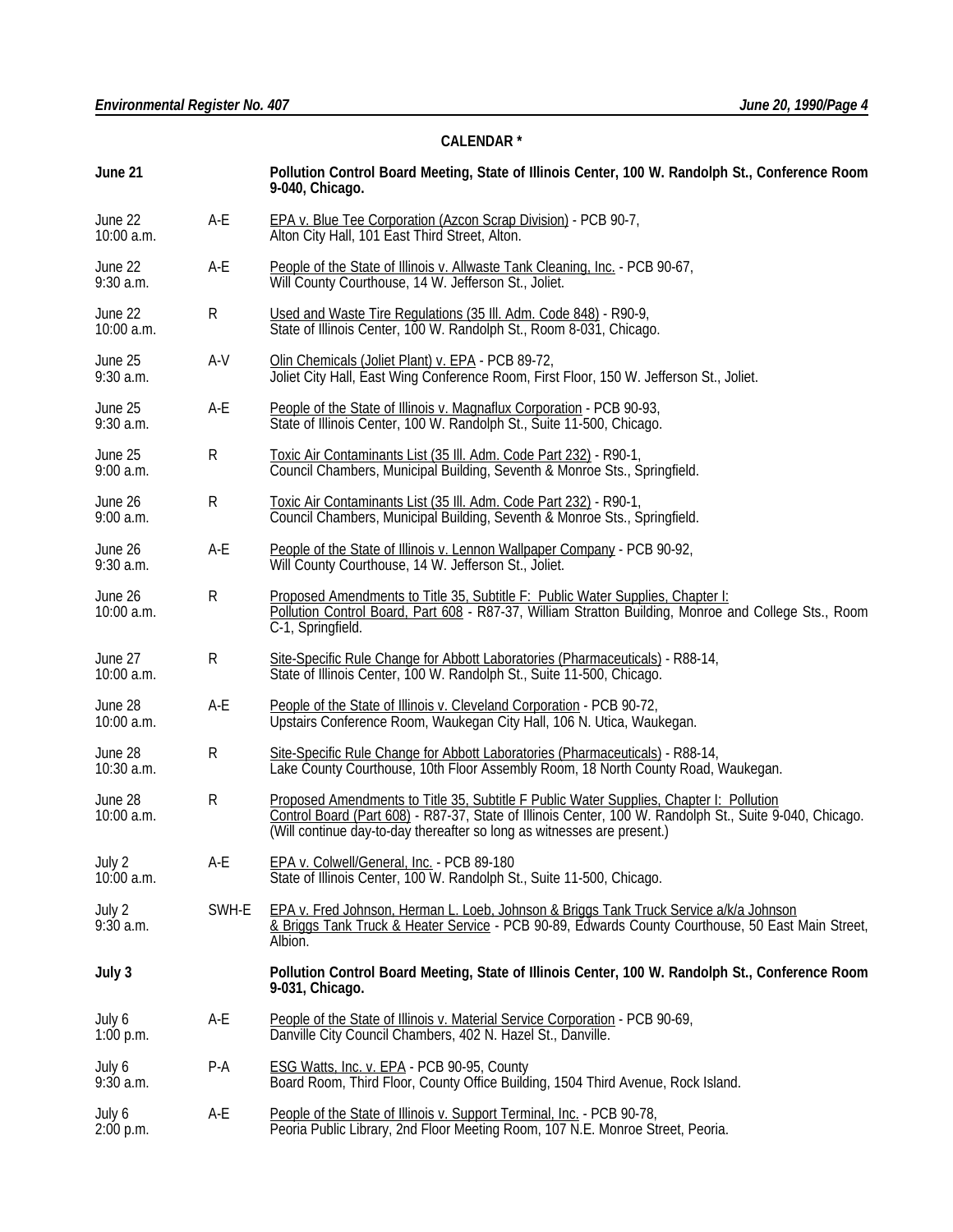## CALENDAR *

| | | |
|---|---|---|
| **June 21** | | **Pollution Control Board Meeting, State of Illinois Center, 100 W. Randolph St., Conference Room 9-040, Chicago.** |
| June 22<br>10:00 a.m. | A-E | EPA v. Blue Tee Corporation (Azcon Scrap Division) - PCB 90-7,<br>Alton City Hall, 101 East Third Street, Alton. |
| June 22<br>9:30 a.m. | A-E | People of the State of Illinois v. Allwaste Tank Cleaning, Inc. - PCB 90-67,<br>Will County Courthouse, 14 W. Jefferson St., Joliet. |
| June 22<br>10:00 a.m. | R | Used and Waste Tire Regulations (35 Ill. Adm. Code 848) - R90-9,<br>State of Illinois Center, 100 W. Randolph St., Room 8-031, Chicago. |
| June 25<br>9:30 a.m. | A-V | Olin Chemicals (Joliet Plant) v. EPA - PCB 89-72,<br>Joliet City Hall, East Wing Conference Room, First Floor, 150 W. Jefferson St., Joliet. |
| June 25<br>9:30 a.m. | A-E | People of the State of Illinois v. Magnaflux Corporation - PCB 90-93,<br>State of Illinois Center, 100 W. Randolph St., Suite 11-500, Chicago. |
| June 25<br>9:00 a.m. | R | Toxic Air Contaminants List (35 Ill. Adm. Code Part 232) - R90-1,<br>Council Chambers, Municipal Building, Seventh & Monroe Sts., Springfield. |
| June 26<br>9:00 a.m. | R | Toxic Air Contaminants List (35 Ill. Adm. Code Part 232) - R90-1,<br>Council Chambers, Municipal Building, Seventh & Monroe Sts., Springfield. |
| June 26<br>9:30 a.m. | A-E | People of the State of Illinois v. Lennon Wallpaper Company - PCB 90-92,<br>Will County Courthouse, 14 W. Jefferson St., Joliet. |
| June 26<br>10:00 a.m. | R | Proposed Amendments to Title 35, Subtitle F: Public Water Supplies, Chapter I: Pollution Control Board, Part 608 - R87-37, William Stratton Building, Monroe and College Sts., Room C-1, Springfield. |
| June 27<br>10:00 a.m. | R | Site-Specific Rule Change for Abbott Laboratories (Pharmaceuticals) - R88-14,<br>State of Illinois Center, 100 W. Randolph St., Suite 11-500, Chicago. |
| June 28<br>10:00 a.m. | A-E | People of the State of Illinois v. Cleveland Corporation - PCB 90-72,<br>Upstairs Conference Room, Waukegan City Hall, 106 N. Utica, Waukegan. |
| June 28<br>10:30 a.m. | R | Site-Specific Rule Change for Abbott Laboratories (Pharmaceuticals) - R88-14,<br>Lake County Courthouse, 10th Floor Assembly Room, 18 North County Road, Waukegan. |
| June 28<br>10:00 a.m. | R | Proposed Amendments to Title 35, Subtitle F Public Water Supplies, Chapter I: Pollution Control Board (Part 608) - R87-37, State of Illinois Center, 100 W. Randolph St., Suite 9-040, Chicago. (Will continue day-to-day thereafter so long as witnesses are present.) |
| July 2<br>10:00 a.m. | A-E | EPA v. Colwell/General, Inc. - PCB 89-180<br>State of Illinois Center, 100 W. Randolph St., Suite 11-500, Chicago. |
| July 2<br>9:30 a.m. | SWH-E | EPA v. Fred Johnson, Herman L. Loeb, Johnson & Briggs Tank Truck Service a/k/a Johnson & Briggs Tank Truck & Heater Service - PCB 90-89, Edwards County Courthouse, 50 East Main Street, Albion. |
| **July 3** | | **Pollution Control Board Meeting, State of Illinois Center, 100 W. Randolph St., Conference Room 9-031, Chicago.** |
| July 6<br>1:00 p.m. | A-E | People of the State of Illinois v. Material Service Corporation - PCB 90-69,<br>Danville City Council Chambers, 402 N. Hazel St., Danville. |
| July 6<br>9:30 a.m. | P-A | ESG Watts, Inc. v. EPA - PCB 90-95, County<br>Board Room, Third Floor, County Office Building, 1504 Third Avenue, Rock Island. |
| July 6<br>2:00 p.m. | A-E | People of the State of Illinois v. Support Terminal, Inc. - PCB 90-78,<br>Peoria Public Library, 2nd Floor Meeting Room, 107 N.E. Monroe Street, Peoria. |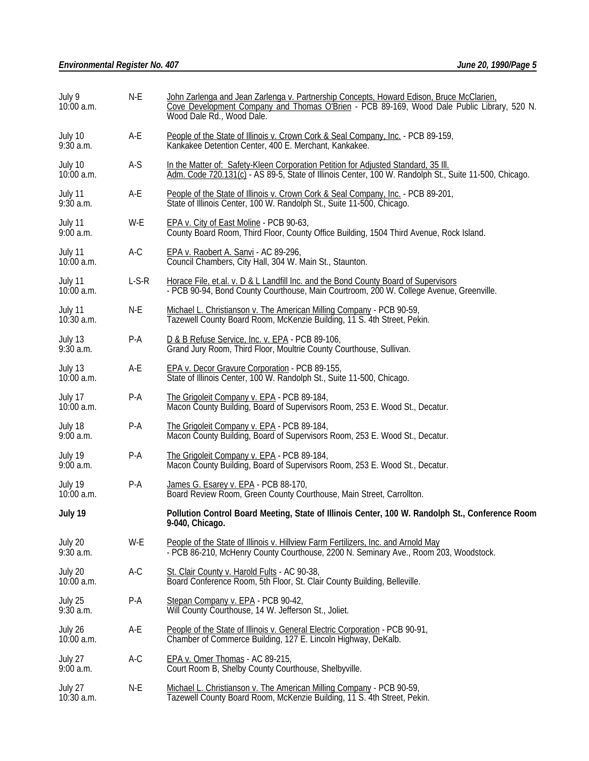| | | |
|---|---|---|
| July 9<br>10:00 a.m. | N-E | John Zarlenga and Jean Zarlenga v. Partnership Concepts, Howard Edison, Bruce McClarien, Cove Development Company and Thomas O'Brien - PCB 89-169, Wood Dale Public Library, 520 N. Wood Dale Rd., Wood Dale. |
| July 10<br>9:30 a.m. | A-E | People of the State of Illinois v. Crown Cork & Seal Company, Inc. - PCB 89-159, Kankakee Detention Center, 400 E. Merchant, Kankakee. |
| July 10<br>10:00 a.m. | A-S | In the Matter of: Safety-Kleen Corporation Petition for Adjusted Standard, 35 Ill. Adm. Code 720.131(c) - AS 89-5, State of Illinois Center, 100 W. Randolph St., Suite 11-500, Chicago. |
| July 11<br>9:30 a.m. | A-E | People of the State of Illinois v. Crown Cork & Seal Company, Inc. - PCB 89-201, State of Illinois Center, 100 W. Randolph St., Suite 11-500, Chicago. |
| July 11<br>9:00 a.m. | W-E | EPA v. City of East Moline - PCB 90-63, County Board Room, Third Floor, County Office Building, 1504 Third Avenue, Rock Island. |
| July 11<br>10:00 a.m. | A-C | EPA v. Raobert A. Sanvi - AC 89-296, Council Chambers, City Hall, 304 W. Main St., Staunton. |
| July 11<br>10:00 a.m. | L-S-R | Horace File, et.al. v. D & L Landfill Inc. and the Bond County Board of Supervisors - PCB 90-94, Bond County Courthouse, Main Courtroom, 200 W. College Avenue, Greenville. |
| July 11<br>10:30 a.m. | N-E | Michael L. Christianson v. The American Milling Company - PCB 90-59, Tazewell County Board Room, McKenzie Building, 11 S. 4th Street, Pekin. |
| July 13<br>9:30 a.m. | P-A | D & B Refuse Service, Inc. v. EPA - PCB 89-106, Grand Jury Room, Third Floor, Moultrie County Courthouse, Sullivan. |
| July 13<br>10:00 a.m. | A-E | EPA v. Decor Gravure Corporation - PCB 89-155, State of Illinois Center, 100 W. Randolph St., Suite 11-500, Chicago. |
| July 17<br>10:00 a.m. | P-A | The Grigoleit Company v. EPA - PCB 89-184, Macon County Building, Board of Supervisors Room, 253 E. Wood St., Decatur. |
| July 18<br>9:00 a.m. | P-A | The Grigoleit Company v. EPA - PCB 89-184, Macon County Building, Board of Supervisors Room, 253 E. Wood St., Decatur. |
| July 19<br>9:00 a.m. | P-A | The Grigoleit Company v. EPA - PCB 89-184, Macon County Building, Board of Supervisors Room, 253 E. Wood St., Decatur. |
| July 19<br>10:00 a.m. | P-A | James G. Esarey v. EPA - PCB 88-170, Board Review Room, Green County Courthouse, Main Street, Carrollton. |
| **July 19** | | **Pollution Control Board Meeting, State of Illinois Center, 100 W. Randolph St., Conference Room 9-040, Chicago.** |
| July 20<br>9:30 a.m. | W-E | People of the State of Illinois v. Hillview Farm Fertilizers, Inc. and Arnold May - PCB 86-210, McHenry County Courthouse, 2200 N. Seminary Ave., Room 203, Woodstock. |
| July 20<br>10:00 a.m. | A-C | St. Clair County v. Harold Fults - AC 90-38, Board Conference Room, 5th Floor, St. Clair County Building, Belleville. |
| July 25<br>9:30 a.m. | P-A | Stepan Company v. EPA - PCB 90-42, Will County Courthouse, 14 W. Jefferson St., Joliet. |
| July 26<br>10:00 a.m. | A-E | People of the State of Illinois v. General Electric Corporation - PCB 90-91, Chamber of Commerce Building, 127 E. Lincoln Highway, DeKalb. |
| July 27<br>9:00 a.m. | A-C | EPA v. Omer Thomas - AC 89-215, Court Room B, Shelby County Courthouse, Shelbyville. |
| July 27<br>10:30 a.m. | N-E | Michael L. Christianson v. The American Milling Company - PCB 90-59, Tazewell County Board Room, McKenzie Building, 11 S. 4th Street, Pekin. |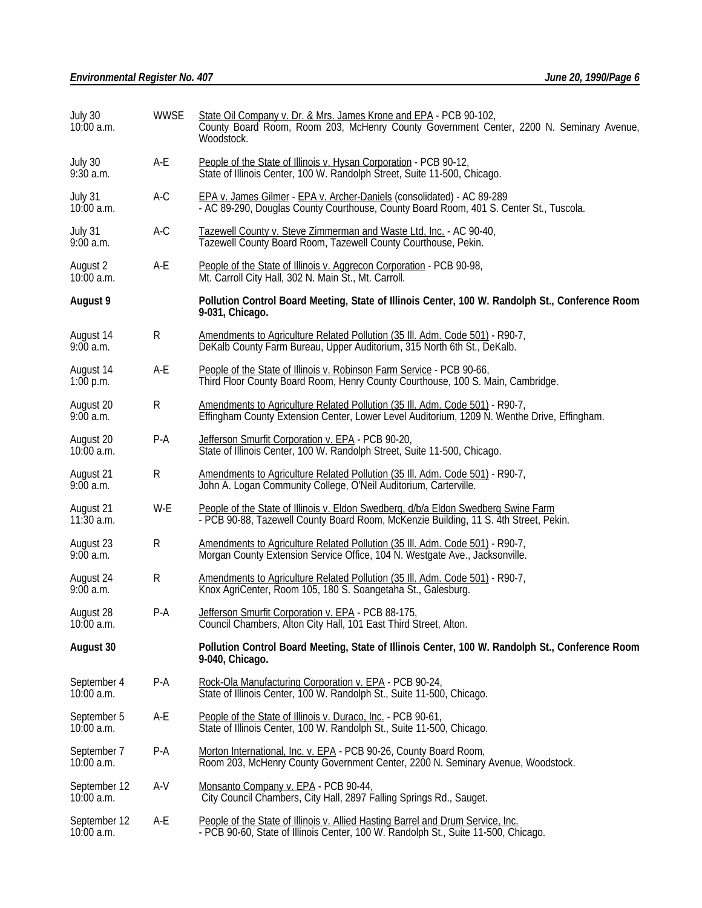| | | |
|---|---|---|
| July 30<br>10:00 a.m. | WWSE | State Oil Company v. Dr. & Mrs. James Krone and EPA - PCB 90-102, County Board Room, Room 203, McHenry County Government Center, 2200 N. Seminary Avenue, Woodstock. |
| July 30<br>9:30 a.m. | A-E | People of the State of Illinois v. Hysan Corporation - PCB 90-12, State of Illinois Center, 100 W. Randolph Street, Suite 11-500, Chicago. |
| July 31<br>10:00 a.m. | A-C | EPA v. James Gilmer - EPA v. Archer-Daniels (consolidated) - AC 89-289 - AC 89-290, Douglas County Courthouse, County Board Room, 401 S. Center St., Tuscola. |
| July 31<br>9:00 a.m. | A-C | Tazewell County v. Steve Zimmerman and Waste Ltd, Inc. - AC 90-40, Tazewell County Board Room, Tazewell County Courthouse, Pekin. |
| August 2<br>10:00 a.m. | A-E | People of the State of Illinois v. Aggrecon Corporation - PCB 90-98, Mt. Carroll City Hall, 302 N. Main St., Mt. Carroll. |
| **August 9** | | **Pollution Control Board Meeting, State of Illinois Center, 100 W. Randolph St., Conference Room 9-031, Chicago.** |
| August 14<br>9:00 a.m. | R | Amendments to Agriculture Related Pollution (35 Ill. Adm. Code 501) - R90-7, DeKalb County Farm Bureau, Upper Auditorium, 315 North 6th St., DeKalb. |
| August 14<br>1:00 p.m. | A-E | People of the State of Illinois v. Robinson Farm Service - PCB 90-66, Third Floor County Board Room, Henry County Courthouse, 100 S. Main, Cambridge. |
| August 20<br>9:00 a.m. | R | Amendments to Agriculture Related Pollution (35 Ill. Adm. Code 501) - R90-7, Effingham County Extension Center, Lower Level Auditorium, 1209 N. Wenthe Drive, Effingham. |
| August 20<br>10:00 a.m. | P-A | Jefferson Smurfit Corporation v. EPA - PCB 90-20, State of Illinois Center, 100 W. Randolph Street, Suite 11-500, Chicago. |
| August 21<br>9:00 a.m. | R | Amendments to Agriculture Related Pollution (35 Ill. Adm. Code 501) - R90-7, John A. Logan Community College, O'Neil Auditorium, Carterville. |
| August 21<br>11:30 a.m. | W-E | People of the State of Illinois v. Eldon Swedberg, d/b/a Eldon Swedberg Swine Farm - PCB 90-88, Tazewell County Board Room, McKenzie Building, 11 S. 4th Street, Pekin. |
| August 23<br>9:00 a.m. | R | Amendments to Agriculture Related Pollution (35 Ill. Adm. Code 501) - R90-7, Morgan County Extension Service Office, 104 N. Westgate Ave., Jacksonville. |
| August 24<br>9:00 a.m. | R | Amendments to Agriculture Related Pollution (35 Ill. Adm. Code 501) - R90-7, Knox AgriCenter, Room 105, 180 S. Soangetaha St., Galesburg. |
| August 28<br>10:00 a.m. | P-A | Jefferson Smurfit Corporation v. EPA - PCB 88-175, Council Chambers, Alton City Hall, 101 East Third Street, Alton. |
| **August 30** | | **Pollution Control Board Meeting, State of Illinois Center, 100 W. Randolph St., Conference Room 9-040, Chicago.** |
| September 4<br>10:00 a.m. | P-A | Rock-Ola Manufacturing Corporation v. EPA - PCB 90-24, State of Illinois Center, 100 W. Randolph St., Suite 11-500, Chicago. |
| September 5<br>10:00 a.m. | A-E | People of the State of Illinois v. Duraco, Inc. - PCB 90-61, State of Illinois Center, 100 W. Randolph St., Suite 11-500, Chicago. |
| September 7<br>10:00 a.m. | P-A | Morton International, Inc. v. EPA - PCB 90-26, County Board Room, Room 203, McHenry County Government Center, 2200 N. Seminary Avenue, Woodstock. |
| September 12<br>10:00 a.m. | A-V | Monsanto Company v. EPA - PCB 90-44, City Council Chambers, City Hall, 2897 Falling Springs Rd., Sauget. |
| September 12<br>10:00 a.m. | A-E | People of the State of Illinois v. Allied Hasting Barrel and Drum Service, Inc. - PCB 90-60, State of Illinois Center, 100 W. Randolph St., Suite 11-500, Chicago. |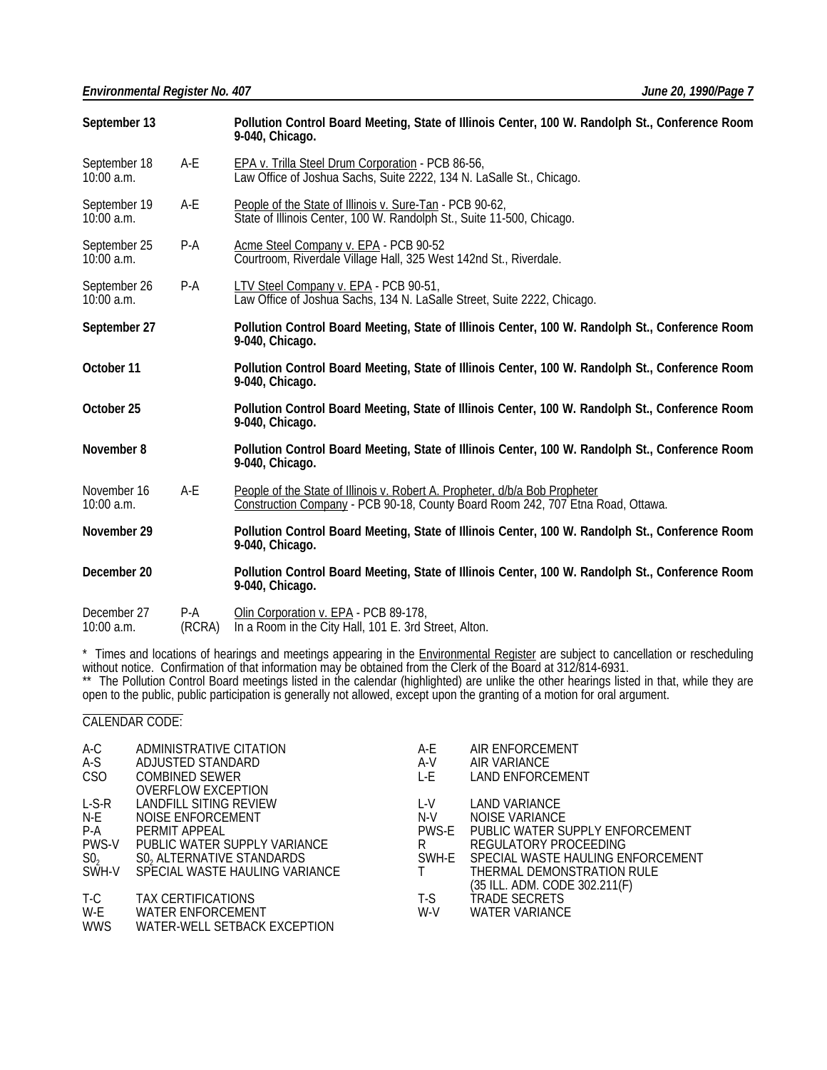| | | |
|---|---|---|
| **September 13** | | **Pollution Control Board Meeting, State of Illinois Center, 100 W. Randolph St., Conference Room 9-040, Chicago.** |
| September 18<br>10:00 a.m. | A-E | EPA v. Trilla Steel Drum Corporation - PCB 86-56,<br>Law Office of Joshua Sachs, Suite 2222, 134 N. LaSalle St., Chicago. |
| September 19<br>10:00 a.m. | A-E | People of the State of Illinois v. Sure-Tan - PCB 90-62,<br>State of Illinois Center, 100 W. Randolph St., Suite 11-500, Chicago. |
| September 25<br>10:00 a.m. | P-A | Acme Steel Company v. EPA - PCB 90-52<br>Courtroom, Riverdale Village Hall, 325 West 142nd St., Riverdale. |
| September 26<br>10:00 a.m. | P-A | LTV Steel Company v. EPA - PCB 90-51,<br>Law Office of Joshua Sachs, 134 N. LaSalle Street, Suite 2222, Chicago. |
| **September 27** | | **Pollution Control Board Meeting, State of Illinois Center, 100 W. Randolph St., Conference Room 9-040, Chicago.** |
| **October 11** | | **Pollution Control Board Meeting, State of Illinois Center, 100 W. Randolph St., Conference Room 9-040, Chicago.** |
| **October 25** | | **Pollution Control Board Meeting, State of Illinois Center, 100 W. Randolph St., Conference Room 9-040, Chicago.** |
| **November 8** | | **Pollution Control Board Meeting, State of Illinois Center, 100 W. Randolph St., Conference Room 9-040, Chicago.** |
| November 16<br>10:00 a.m. | A-E | People of the State of Illinois v. Robert A. Propheter, d/b/a Bob Propheter Construction Company - PCB 90-18, County Board Room 242, 707 Etna Road, Ottawa. |
| **November 29** | | **Pollution Control Board Meeting, State of Illinois Center, 100 W. Randolph St., Conference Room 9-040, Chicago.** |
| **December 20** | | **Pollution Control Board Meeting, State of Illinois Center, 100 W. Randolph St., Conference Room 9-040, Chicago.** |
| December 27<br>10:00 a.m. | P-A<br>(RCRA) | Olin Corporation v. EPA - PCB 89-178,<br>In a Room in the City Hall, 101 E. 3rd Street, Alton. |

\* Times and locations of hearings and meetings appearing in the Environmental Register are subject to cancellation or rescheduling without notice. Confirmation of that information may be obtained from the Clerk of the Board at 312/814-6931.
\*\* The Pollution Control Board meetings listed in the calendar (highlighted) are unlike the other hearings listed in that, while they are open to the public, public participation is generally not allowed, except upon the granting of a motion for oral argument.

CALENDAR CODE:

| | | | |
|---|---|---|---|
| A-C | ADMINISTRATIVE CITATION | A-E | AIR ENFORCEMENT |
| A-S | ADJUSTED STANDARD | A-V | AIR VARIANCE |
| CSO | COMBINED SEWER OVERFLOW EXCEPTION | L-E | LAND ENFORCEMENT |
| L-S-R | LANDFILL SITING REVIEW | L-V | LAND VARIANCE |
| N-E | NOISE ENFORCEMENT | N-V | NOISE VARIANCE |
| P-A | PERMIT APPEAL | PWS-E | PUBLIC WATER SUPPLY ENFORCEMENT |
| PWS-V | PUBLIC WATER SUPPLY VARIANCE | R | REGULATORY PROCEEDING |
| $S0_2$ | $S0_2$ ALTERNATIVE STANDARDS | SWH-E | SPECIAL WASTE HAULING ENFORCEMENT |
| SWH-V | SPECIAL WASTE HAULING VARIANCE | T | THERMAL DEMONSTRATION RULE (35 ILL. ADM. CODE 302.211(F) |
| T-C | TAX CERTIFICATIONS | T-S | TRADE SECRETS |
| W-E | WATER ENFORCEMENT | W-V | WATER VARIANCE |
| WWS | WATER-WELL SETBACK EXCEPTION | | |